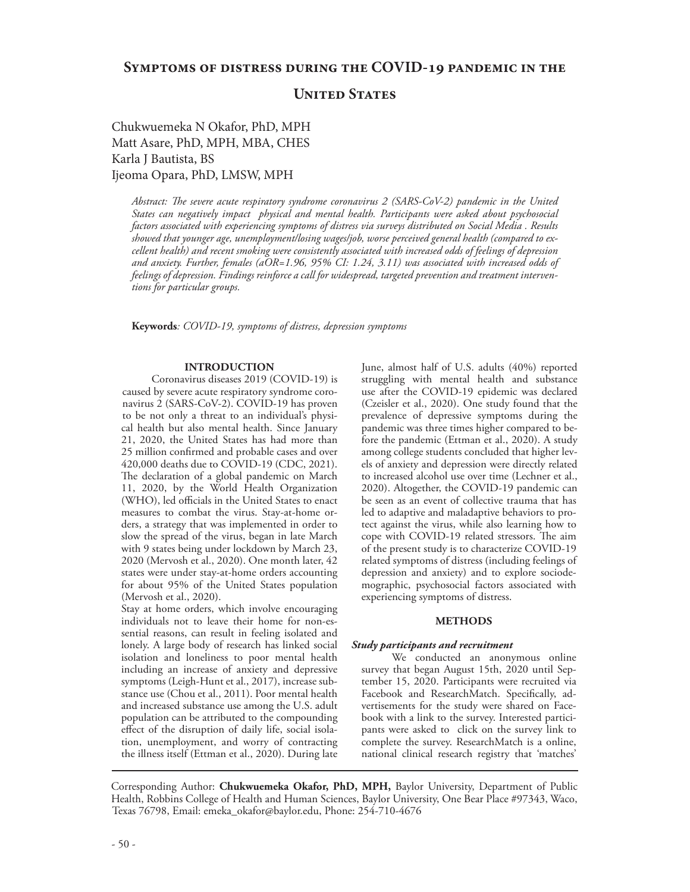# Symptoms of distress during the COVID-19 pandemic in the United States

Chukwuemeka N Okafor, PhD, MPH
Matt Asare, PhD, MPH, MBA, CHES
Karla J Bautista, BS
Ijeoma Opara, PhD, LMSW, MPH

*Abstract: The severe acute respiratory syndrome coronavirus 2 (SARS-CoV-2) pandemic in the United States can negatively impact physical and mental health. Participants were asked about psychosocial factors associated with experiencing symptoms of distress via surveys distributed on Social Media . Results showed that younger age, unemployment/losing wages/job, worse perceived general health (compared to excellent health) and recent smoking were consistently associated with increased odds of feelings of depression and anxiety. Further, females (aOR=1.96, 95% CI: 1.24, 3.11) was associated with increased odds of feelings of depression. Findings reinforce a call for widespread, targeted prevention and treatment interventions for particular groups.*

**Keywords**: *COVID-19, symptoms of distress, depression symptoms*

## INTRODUCTION

Coronavirus diseases 2019 (COVID-19) is caused by severe acute respiratory syndrome coronavirus 2 (SARS-CoV-2). COVID-19 has proven to be not only a threat to an individual's physical health but also mental health. Since January 21, 2020, the United States has had more than 25 million confirmed and probable cases and over 420,000 deaths due to COVID-19 (CDC, 2021). The declaration of a global pandemic on March 11, 2020, by the World Health Organization (WHO), led officials in the United States to enact measures to combat the virus. Stay-at-home orders, a strategy that was implemented in order to slow the spread of the virus, began in late March with 9 states being under lockdown by March 23, 2020 (Mervosh et al., 2020). One month later, 42 states were under stay-at-home orders accounting for about 95% of the United States population (Mervosh et al., 2020).

Stay at home orders, which involve encouraging individuals not to leave their home for non-essential reasons, can result in feeling isolated and lonely. A large body of research has linked social isolation and loneliness to poor mental health including an increase of anxiety and depressive symptoms (Leigh-Hunt et al., 2017), increase substance use (Chou et al., 2011). Poor mental health and increased substance use among the U.S. adult population can be attributed to the compounding effect of the disruption of daily life, social isolation, unemployment, and worry of contracting the illness itself (Ettman et al., 2020). During late June, almost half of U.S. adults (40%) reported struggling with mental health and substance use after the COVID-19 epidemic was declared (Czeisler et al., 2020). One study found that the prevalence of depressive symptoms during the pandemic was three times higher compared to before the pandemic (Ettman et al., 2020). A study among college students concluded that higher levels of anxiety and depression were directly related to increased alcohol use over time (Lechner et al., 2020). Altogether, the COVID-19 pandemic can be seen as an event of collective trauma that has led to adaptive and maladaptive behaviors to protect against the virus, while also learning how to cope with COVID-19 related stressors. The aim of the present study is to characterize COVID-19 related symptoms of distress (including feelings of depression and anxiety) and to explore sociodemographic, psychosocial factors associated with experiencing symptoms of distress.

## METHODS

### *Study participants and recruitment*

We conducted an anonymous online survey that began August 15th, 2020 until September 15, 2020. Participants were recruited via Facebook and ResearchMatch. Specifically, advertisements for the study were shared on Facebook with a link to the survey. Interested participants were asked to click on the survey link to complete the survey. ResearchMatch is a online, national clinical research registry that 'matches'

Corresponding Author: **Chukwuemeka Okafor, PhD, MPH,** Baylor University, Department of Public Health, Robbins College of Health and Human Sciences, Baylor University, One Bear Place #97343, Waco, Texas 76798, Email: emeka_okafor@baylor.edu, Phone: 254-710-4676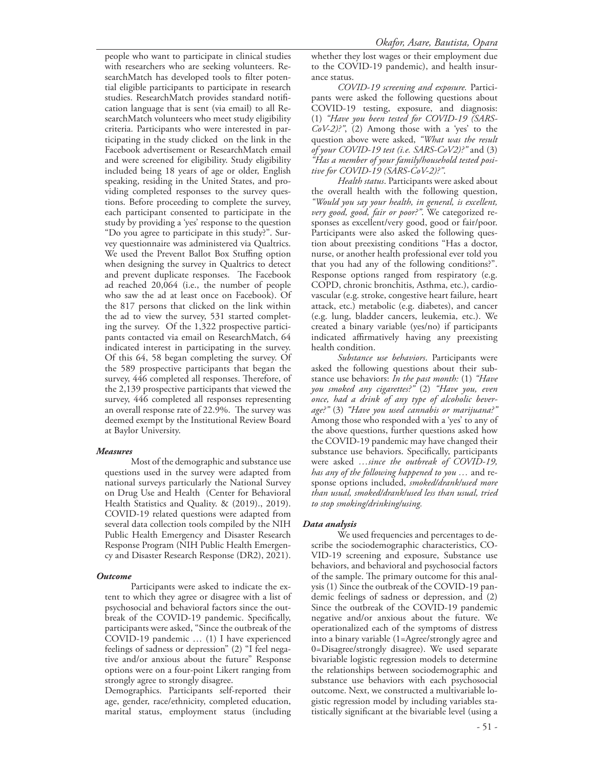people who want to participate in clinical studies with researchers who are seeking volunteers. ResearchMatch has developed tools to filter potential eligible participants to participate in research studies. ResearchMatch provides standard notification language that is sent (via email) to all ResearchMatch volunteers who meet study eligibility criteria. Participants who were interested in participating in the study clicked on the link in the Facebook advertisement or ResearchMatch email and were screened for eligibility. Study eligibility included being 18 years of age or older, English speaking, residing in the United States, and providing completed responses to the survey questions. Before proceeding to complete the survey, each participant consented to participate in the study by providing a 'yes' response to the question "Do you agree to participate in this study?". Survey questionnaire was administered via Qualtrics. We used the Prevent Ballot Box Stuffing option when designing the survey in Qualtrics to detect and prevent duplicate responses. The Facebook ad reached 20,064 (i.e., the number of people who saw the ad at least once on Facebook). Of the 817 persons that clicked on the link within the ad to view the survey, 531 started completing the survey. Of the 1,322 prospective participants contacted via email on ResearchMatch, 64 indicated interest in participating in the survey. Of this 64, 58 began completing the survey. Of the 589 prospective participants that began the survey, 446 completed all responses. Therefore, of the 2,139 prospective participants that viewed the survey, 446 completed all responses representing an overall response rate of 22.9%. The survey was deemed exempt by the Institutional Review Board at Baylor University.

### *Measures*

Most of the demographic and substance use questions used in the survey were adapted from national surveys particularly the National Survey on Drug Use and Health (Center for Behavioral Health Statistics and Quality. & (2019)., 2019). COVID-19 related questions were adapted from several data collection tools compiled by the NIH Public Health Emergency and Disaster Research Response Program (NIH Public Health Emergency and Disaster Research Response (DR2), 2021).

### *Outcome*

Participants were asked to indicate the extent to which they agree or disagree with a list of psychosocial and behavioral factors since the outbreak of the COVID-19 pandemic. Specifically, participants were asked, "Since the outbreak of the COVID-19 pandemic … (1) I have experienced feelings of sadness or depression" (2) "I feel negative and/or anxious about the future" Response options were on a four-point Likert ranging from strongly agree to strongly disagree.

Demographics. Participants self-reported their age, gender, race/ethnicity, completed education, marital status, employment status (including whether they lost wages or their employment due to the COVID-19 pandemic), and health insurance status.

*COVID-19 screening and exposure.* Participants were asked the following questions about COVID-19 testing, exposure, and diagnosis: (1) *"Have you been tested for COVID-19 (SARS-CoV-2)?"*, (2) Among those with a 'yes' to the question above were asked, *"What was the result of your COVID-19 test (i.e. SARS-CoV2)?"* and (3) *"Has a member of your family/household tested positive for COVID-19 (SARS-CoV-2)?"*.

*Health status*. Participants were asked about the overall health with the following question, *"Would you say your health, in general, is excellent, very good, good, fair or poor?"*. We categorized responses as excellent/very good, good or fair/poor. Participants were also asked the following question about preexisting conditions "Has a doctor, nurse, or another health professional ever told you that you had any of the following conditions?". Response options ranged from respiratory (e.g. COPD, chronic bronchitis, Asthma, etc.), cardiovascular (e.g. stroke, congestive heart failure, heart attack, etc.) metabolic (e.g. diabetes), and cancer (e.g. lung, bladder cancers, leukemia, etc.). We created a binary variable (yes/no) if participants indicated affirmatively having any preexisting health condition.

*Substance use behaviors*. Participants were asked the following questions about their substance use behaviors: *In the past month:* (1) *"Have you smoked any cigarettes?"* (2) *"Have you, even once, had a drink of any type of alcoholic beverage?"* (3) *"Have you used cannabis or marijuana?"* Among those who responded with a 'yes' to any of the above questions, further questions asked how the COVID-19 pandemic may have changed their substance use behaviors. Specifically, participants were asked *…since the outbreak of COVID-19, has any of the following happened to you …* and response options included, *smoked/drank/used more than usual, smoked/drank/used less than usual, tried to stop smoking/drinking/using.*

### *Data analysis*

We used frequencies and percentages to describe the sociodemographic characteristics, COVID-19 screening and exposure, Substance use behaviors, and behavioral and psychosocial factors of the sample. The primary outcome for this analysis (1) Since the outbreak of the COVID-19 pandemic feelings of sadness or depression, and (2) Since the outbreak of the COVID-19 pandemic negative and/or anxious about the future. We operationalized each of the symptoms of distress into a binary variable (1=Agree/strongly agree and 0=Disagree/strongly disagree). We used separate bivariable logistic regression models to determine the relationships between sociodemographic and substance use behaviors with each psychosocial outcome. Next, we constructed a multivariable logistic regression model by including variables statistically significant at the bivariable level (using a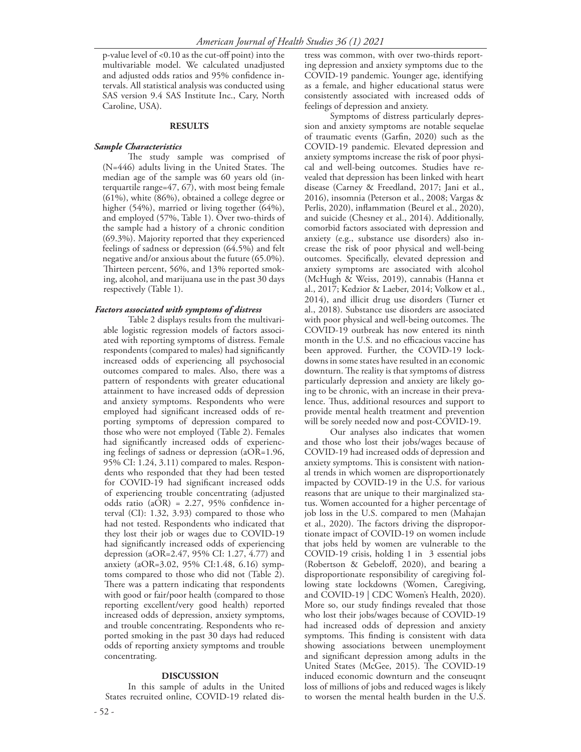p-value level of <0.10 as the cut-off point) into the multivariable model. We calculated unadjusted and adjusted odds ratios and 95% confidence intervals. All statistical analysis was conducted using SAS version 9.4 SAS Institute Inc., Cary, North Caroline, USA).

## RESULTS

### *Sample Characteristics*

The study sample was comprised of (N=446) adults living in the United States. The median age of the sample was 60 years old (interquartile range=47, 67), with most being female (61%), white (86%), obtained a college degree or higher (54%), married or living together (64%), and employed (57%, Table 1). Over two-thirds of the sample had a history of a chronic condition (69.3%). Majority reported that they experienced feelings of sadness or depression (64.5%) and felt negative and/or anxious about the future (65.0%). Thirteen percent, 56%, and 13% reported smoking, alcohol, and marijuana use in the past 30 days respectively (Table 1).

### *Factors associated with symptoms of distress*

Table 2 displays results from the multivariable logistic regression models of factors associated with reporting symptoms of distress. Female respondents (compared to males) had significantly increased odds of experiencing all psychosocial outcomes compared to males. Also, there was a pattern of respondents with greater educational attainment to have increased odds of depression and anxiety symptoms. Respondents who were employed had significant increased odds of reporting symptoms of depression compared to those who were not employed (Table 2). Females had significantly increased odds of experiencing feelings of sadness or depression (aOR=1.96, 95% CI: 1.24, 3.11) compared to males. Respondents who responded that they had been tested for COVID-19 had significant increased odds of experiencing trouble concentrating (adjusted odds ratio (aOR) = 2.27, 95% confidence interval (CI): 1.32, 3.93) compared to those who had not tested. Respondents who indicated that they lost their job or wages due to COVID-19 had significantly increased odds of experiencing depression (aOR=2.47, 95% CI: 1.27, 4.77) and anxiety (aOR=3.02, 95% CI:1.48, 6.16) symptoms compared to those who did not (Table 2). There was a pattern indicating that respondents with good or fair/poor health (compared to those reporting excellent/very good health) reported increased odds of depression, anxiety symptoms, and trouble concentrating. Respondents who reported smoking in the past 30 days had reduced odds of reporting anxiety symptoms and trouble concentrating.

## DISCUSSION

In this sample of adults in the United States recruited online, COVID-19 related distress was common, with over two-thirds reporting depression and anxiety symptoms due to the COVID-19 pandemic. Younger age, identifying as a female, and higher educational status were consistently associated with increased odds of feelings of depression and anxiety.

Symptoms of distress particularly depression and anxiety symptoms are notable sequelae of traumatic events (Garfin, 2020) such as the COVID-19 pandemic. Elevated depression and anxiety symptoms increase the risk of poor physical and well-being outcomes. Studies have revealed that depression has been linked with heart disease (Carney & Freedland, 2017; Jani et al., 2016), insomnia (Peterson et al., 2008; Vargas & Perlis, 2020), inflammation (Beurel et al., 2020), and suicide (Chesney et al., 2014). Additionally, comorbid factors associated with depression and anxiety (e.g., substance use disorders) also increase the risk of poor physical and well-being outcomes. Specifically, elevated depression and anxiety symptoms are associated with alcohol (McHugh & Weiss, 2019), cannabis (Hanna et al., 2017; Kedzior & Laeber, 2014; Volkow et al., 2014), and illicit drug use disorders (Turner et al., 2018). Substance use disorders are associated with poor physical and well-being outcomes. The COVID-19 outbreak has now entered its ninth month in the U.S. and no efficacious vaccine has been approved. Further, the COVID-19 lockdowns in some states have resulted in an economic downturn. The reality is that symptoms of distress particularly depression and anxiety are likely going to be chronic, with an increase in their prevalence. Thus, additional resources and support to provide mental health treatment and prevention will be sorely needed now and post-COVID-19.

Our analyses also indicates that women and those who lost their jobs/wages because of COVID-19 had increased odds of depression and anxiety symptoms. This is consistent with national trends in which women are disproportionately impacted by COVID-19 in the U.S. for various reasons that are unique to their marginalized status. Women accounted for a higher percentage of job loss in the U.S. compared to men (Mahajan et al., 2020). The factors driving the disproportionate impact of COVID-19 on women include that jobs held by women are vulnerable to the COVID-19 crisis, holding 1 in 3 essential jobs (Robertson & Gebeloff, 2020), and bearing a disproportionate responsibility of caregiving following state lockdowns (Women, Caregiving, and COVID-19 | CDC Women's Health, 2020). More so, our study findings revealed that those who lost their jobs/wages because of COVID-19 had increased odds of depression and anxiety symptoms. This finding is consistent with data showing associations between unemployment and significant depression among adults in the United States (McGee, 2015). The COVID-19 induced economic downturn and the conseuqnt loss of millions of jobs and reduced wages is likely to worsen the mental health burden in the U.S.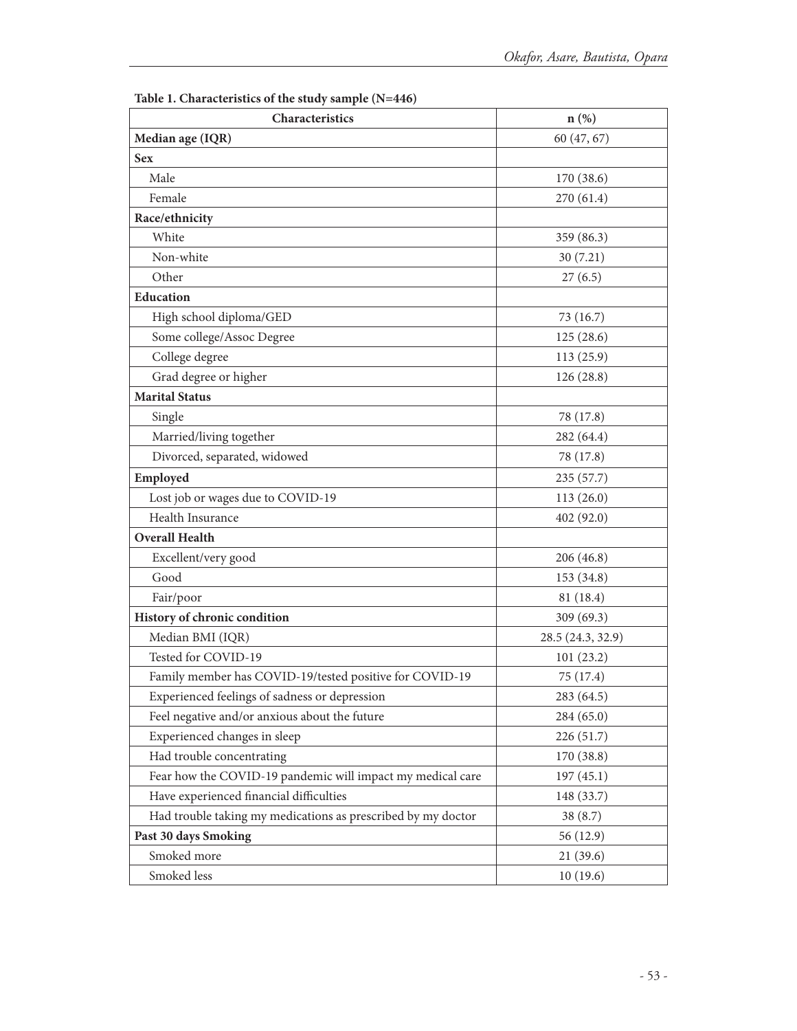**Table 1. Characteristics of the study sample (N=446)**

| Characteristics | n (%) |
|---|---|
| **Median age (IQR)** | 60 (47, 67) |
| **Sex** | |
| Male | 170 (38.6) |
| Female | 270 (61.4) |
| **Race/ethnicity** | |
| White | 359 (86.3) |
| Non-white | 30 (7.21) |
| Other | 27 (6.5) |
| **Education** | |
| High school diploma/GED | 73 (16.7) |
| Some college/Assoc Degree | 125 (28.6) |
| College degree | 113 (25.9) |
| Grad degree or higher | 126 (28.8) |
| **Marital Status** | |
| Single | 78 (17.8) |
| Married/living together | 282 (64.4) |
| Divorced, separated, widowed | 78 (17.8) |
| **Employed** | 235 (57.7) |
| Lost job or wages due to COVID-19 | 113 (26.0) |
| Health Insurance | 402 (92.0) |
| **Overall Health** | |
| Excellent/very good | 206 (46.8) |
| Good | 153 (34.8) |
| Fair/poor | 81 (18.4) |
| **History of chronic condition** | 309 (69.3) |
| Median BMI (IQR) | 28.5 (24.3, 32.9) |
| Tested for COVID-19 | 101 (23.2) |
| Family member has COVID-19/tested positive for COVID-19 | 75 (17.4) |
| Experienced feelings of sadness or depression | 283 (64.5) |
| Feel negative and/or anxious about the future | 284 (65.0) |
| Experienced changes in sleep | 226 (51.7) |
| Had trouble concentrating | 170 (38.8) |
| Fear how the COVID-19 pandemic will impact my medical care | 197 (45.1) |
| Have experienced financial difficulties | 148 (33.7) |
| Had trouble taking my medications as prescribed by my doctor | 38 (8.7) |
| **Past 30 days Smoking** | 56 (12.9) |
| Smoked more | 21 (39.6) |
| Smoked less | 10 (19.6) |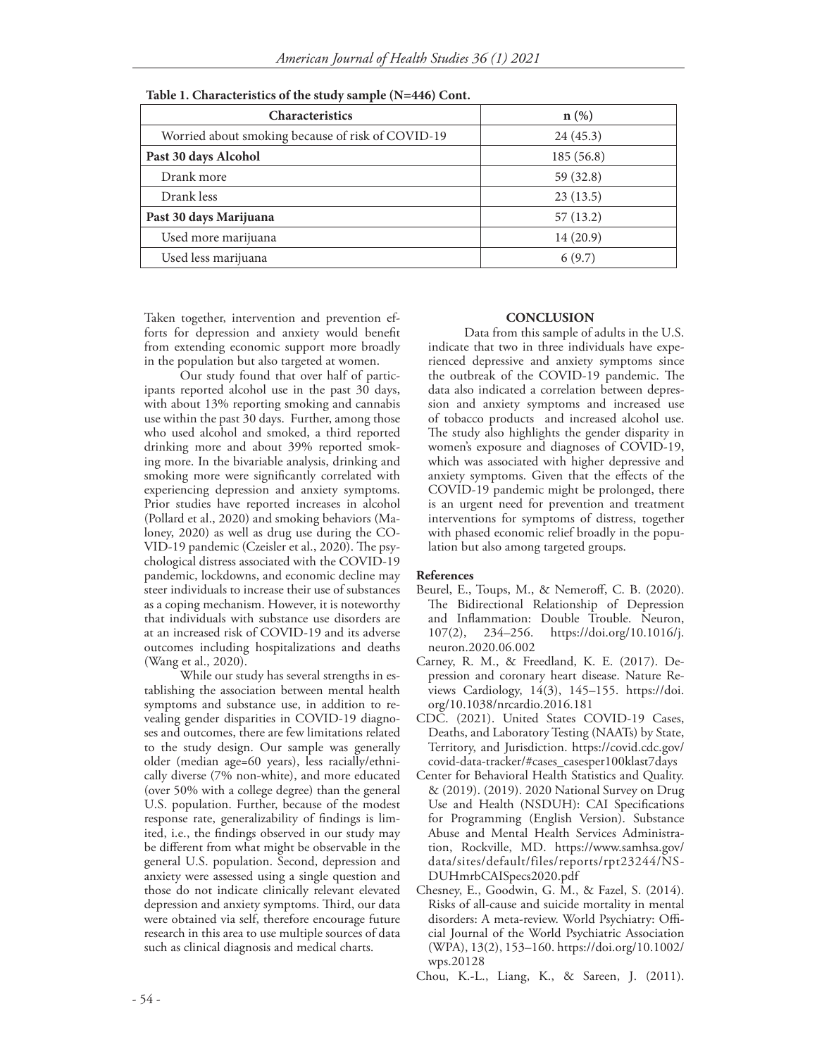**Table 1. Characteristics of the study sample (N=446) Cont.**

| Characteristics | n (%) |
|---|---|
| Worried about smoking because of risk of COVID-19 | 24 (45.3) |
| **Past 30 days Alcohol** | 185 (56.8) |
| Drank more | 59 (32.8) |
| Drank less | 23 (13.5) |
| **Past 30 days Marijuana** | 57 (13.2) |
| Used more marijuana | 14 (20.9) |
| Used less marijuana | 6 (9.7) |

Taken together, intervention and prevention efforts for depression and anxiety would benefit from extending economic support more broadly in the population but also targeted at women.

Our study found that over half of participants reported alcohol use in the past 30 days, with about 13% reporting smoking and cannabis use within the past 30 days. Further, among those who used alcohol and smoked, a third reported drinking more and about 39% reported smoking more. In the bivariable analysis, drinking and smoking more were significantly correlated with experiencing depression and anxiety symptoms. Prior studies have reported increases in alcohol (Pollard et al., 2020) and smoking behaviors (Maloney, 2020) as well as drug use during the COVID-19 pandemic (Czeisler et al., 2020). The psychological distress associated with the COVID-19 pandemic, lockdowns, and economic decline may steer individuals to increase their use of substances as a coping mechanism. However, it is noteworthy that individuals with substance use disorders are at an increased risk of COVID-19 and its adverse outcomes including hospitalizations and deaths (Wang et al., 2020).

While our study has several strengths in establishing the association between mental health symptoms and substance use, in addition to revealing gender disparities in COVID-19 diagnoses and outcomes, there are few limitations related to the study design. Our sample was generally older (median age=60 years), less racially/ethnically diverse (7% non-white), and more educated (over 50% with a college degree) than the general U.S. population. Further, because of the modest response rate, generalizability of findings is limited, i.e., the findings observed in our study may be different from what might be observable in the general U.S. population. Second, depression and anxiety were assessed using a single question and those do not indicate clinically relevant elevated depression and anxiety symptoms. Third, our data were obtained via self, therefore encourage future research in this area to use multiple sources of data such as clinical diagnosis and medical charts.

## CONCLUSION

Data from this sample of adults in the U.S. indicate that two in three individuals have experienced depressive and anxiety symptoms since the outbreak of the COVID-19 pandemic. The data also indicated a correlation between depression and anxiety symptoms and increased use of tobacco products and increased alcohol use. The study also highlights the gender disparity in women's exposure and diagnoses of COVID-19, which was associated with higher depressive and anxiety symptoms. Given that the effects of the COVID-19 pandemic might be prolonged, there is an urgent need for prevention and treatment interventions for symptoms of distress, together with phased economic relief broadly in the population but also among targeted groups.

### References

Beurel, E., Toups, M., & Nemeroff, C. B. (2020). The Bidirectional Relationship of Depression and Inflammation: Double Trouble. Neuron, 107(2), 234–256. https://doi.org/10.1016/j.neuron.2020.06.002

Carney, R. M., & Freedland, K. E. (2017). Depression and coronary heart disease. Nature Reviews Cardiology, 14(3), 145–155. https://doi.org/10.1038/nrcardio.2016.181

CDC. (2021). United States COVID-19 Cases, Deaths, and Laboratory Testing (NAATs) by State, Territory, and Jurisdiction. https://covid.cdc.gov/covid-data-tracker/#cases_casesper100klast7days

Center for Behavioral Health Statistics and Quality. & (2019). (2019). 2020 National Survey on Drug Use and Health (NSDUH): CAI Specifications for Programming (English Version). Substance Abuse and Mental Health Services Administration, Rockville, MD. https://www.samhsa.gov/data/sites/default/files/reports/rpt23244/NSDUHmrbCAISpecs2020.pdf

Chesney, E., Goodwin, G. M., & Fazel, S. (2014). Risks of all-cause and suicide mortality in mental disorders: A meta-review. World Psychiatry: Official Journal of the World Psychiatric Association (WPA), 13(2), 153–160. https://doi.org/10.1002/wps.20128

Chou, K.-L., Liang, K., & Sareen, J. (2011).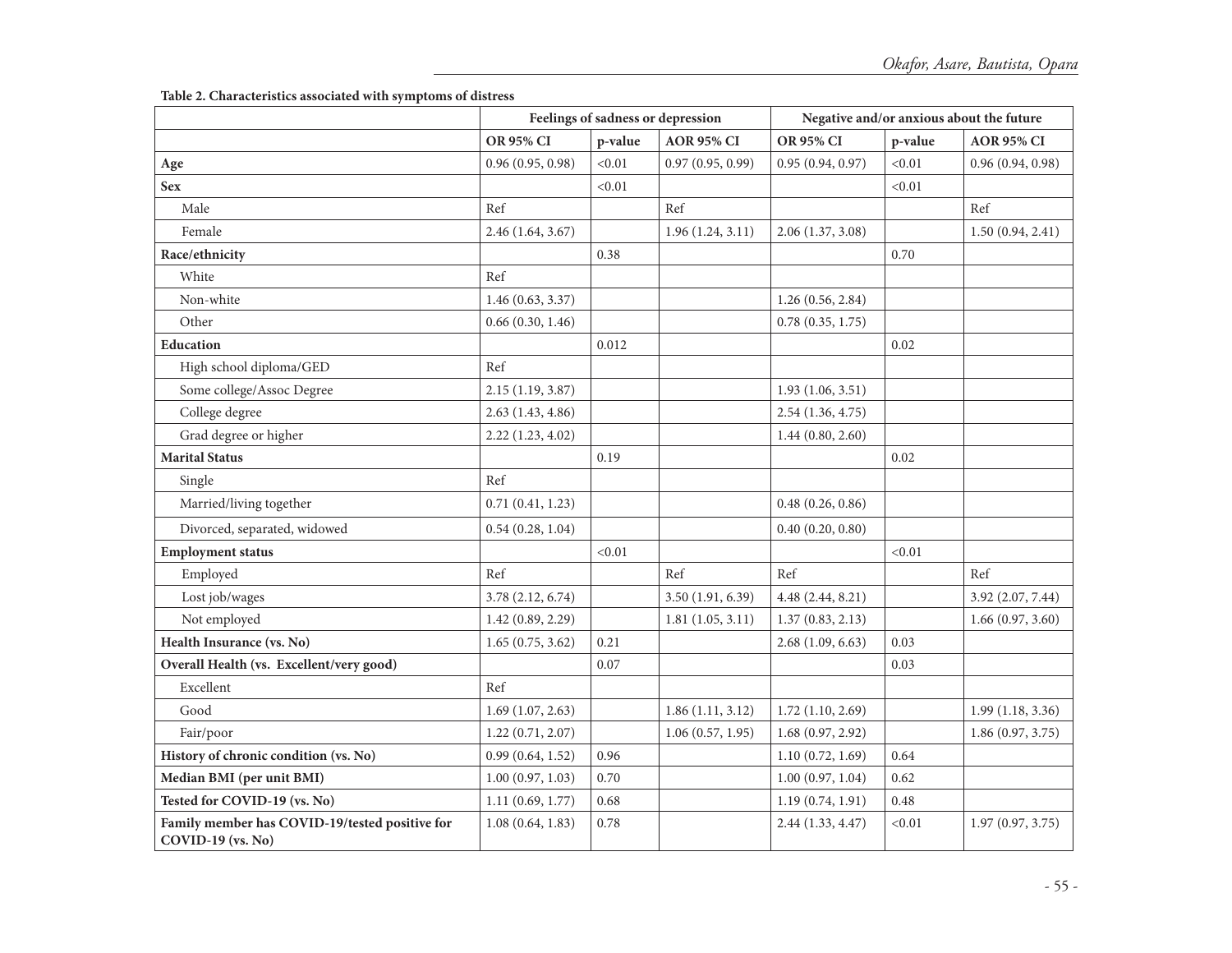**Table 2. Characteristics associated with symptoms of distress**

| | Feelings of sadness or depression | | | Negative and/or anxious about the future | | |
|---|---|---|---|---|---|---|
| | **OR 95% CI** | **p-value** | **AOR 95% CI** | **OR 95% CI** | **p-value** | **AOR 95% CI** |
| **Age** | 0.96 (0.95, 0.98) | <0.01 | 0.97 (0.95, 0.99) | 0.95 (0.94, 0.97) | <0.01 | 0.96 (0.94, 0.98) |
| **Sex** | | <0.01 | | | <0.01 | |
| Male | Ref | | Ref | | | Ref |
| Female | 2.46 (1.64, 3.67) | | 1.96 (1.24, 3.11) | 2.06 (1.37, 3.08) | | 1.50 (0.94, 2.41) |
| **Race/ethnicity** | | 0.38 | | | 0.70 | |
| White | Ref | | | | | |
| Non-white | 1.46 (0.63, 3.37) | | | 1.26 (0.56, 2.84) | | |
| Other | 0.66 (0.30, 1.46) | | | 0.78 (0.35, 1.75) | | |
| **Education** | | 0.012 | | | 0.02 | |
| High school diploma/GED | Ref | | | | | |
| Some college/Assoc Degree | 2.15 (1.19, 3.87) | | | 1.93 (1.06, 3.51) | | |
| College degree | 2.63 (1.43, 4.86) | | | 2.54 (1.36, 4.75) | | |
| Grad degree or higher | 2.22 (1.23, 4.02) | | | 1.44 (0.80, 2.60) | | |
| **Marital Status** | | 0.19 | | | 0.02 | |
| Single | Ref | | | | | |
| Married/living together | 0.71 (0.41, 1.23) | | | 0.48 (0.26, 0.86) | | |
| Divorced, separated, widowed | 0.54 (0.28, 1.04) | | | 0.40 (0.20, 0.80) | | |
| **Employment status** | | <0.01 | | | <0.01 | |
| Employed | Ref | | Ref | Ref | | Ref |
| Lost job/wages | 3.78 (2.12, 6.74) | | 3.50 (1.91, 6.39) | 4.48 (2.44, 8.21) | | 3.92 (2.07, 7.44) |
| Not employed | 1.42 (0.89, 2.29) | | 1.81 (1.05, 3.11) | 1.37 (0.83, 2.13) | | 1.66 (0.97, 3.60) |
| **Health Insurance (vs. No)** | 1.65 (0.75, 3.62) | 0.21 | | 2.68 (1.09, 6.63) | 0.03 | |
| **Overall Health (vs. Excellent/very good)** | | 0.07 | | | 0.03 | |
| Excellent | Ref | | | | | |
| Good | 1.69 (1.07, 2.63) | | 1.86 (1.11, 3.12) | 1.72 (1.10, 2.69) | | 1.99 (1.18, 3.36) |
| Fair/poor | 1.22 (0.71, 2.07) | | 1.06 (0.57, 1.95) | 1.68 (0.97, 2.92) | | 1.86 (0.97, 3.75) |
| **History of chronic condition (vs. No)** | 0.99 (0.64, 1.52) | 0.96 | | 1.10 (0.72, 1.69) | 0.64 | |
| **Median BMI (per unit BMI)** | 1.00 (0.97, 1.03) | 0.70 | | 1.00 (0.97, 1.04) | 0.62 | |
| **Tested for COVID-19 (vs. No)** | 1.11 (0.69, 1.77) | 0.68 | | 1.19 (0.74, 1.91) | 0.48 | |
| **Family member has COVID-19/tested positive for COVID-19 (vs. No)** | 1.08 (0.64, 1.83) | 0.78 | | 2.44 (1.33, 4.47) | <0.01 | 1.97 (0.97, 3.75) |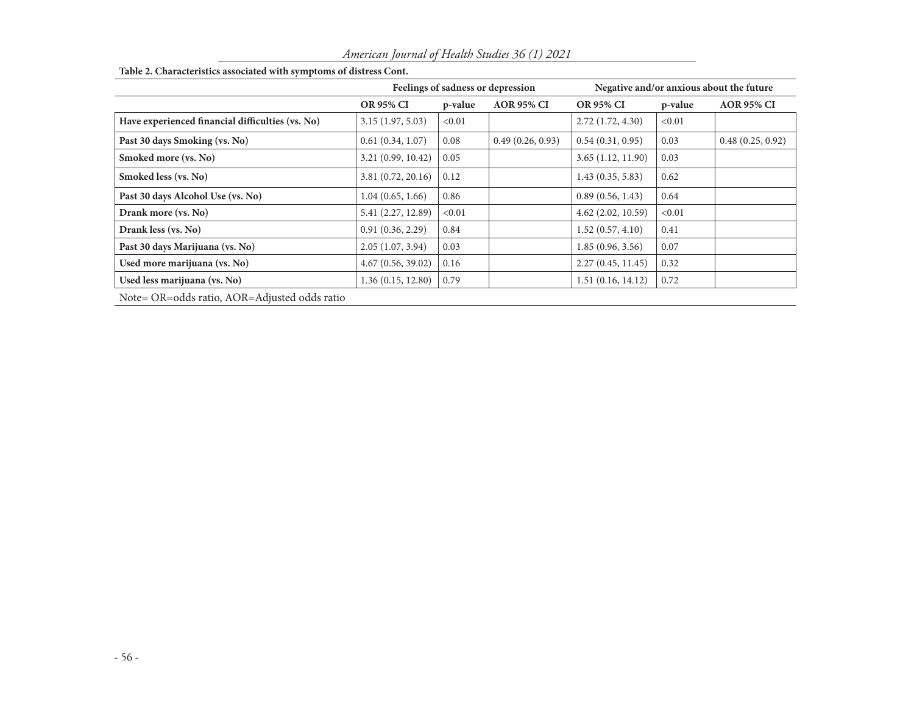**Table 2. Characteristics associated with symptoms of distress Cont.**

| | Feelings of sadness or depression | | | Negative and/or anxious about the future | | |
|---|---|---|---|---|---|---|
| | **OR 95% CI** | **p-value** | **AOR 95% CI** | **OR 95% CI** | **p-value** | **AOR 95% CI** |
| **Have experienced financial difficulties (vs. No)** | 3.15 (1.97, 5.03) | <0.01 | | 2.72 (1.72, 4.30) | <0.01 | |
| **Past 30 days Smoking (vs. No)** | 0.61 (0.34, 1.07) | 0.08 | 0.49 (0.26, 0.93) | 0.54 (0.31, 0.95) | 0.03 | 0.48 (0.25, 0.92) |
| **Smoked more (vs. No)** | 3.21 (0.99, 10.42) | 0.05 | | 3.65 (1.12, 11.90) | 0.03 | |
| **Smoked less (vs. No)** | 3.81 (0.72, 20.16) | 0.12 | | 1.43 (0.35, 5.83) | 0.62 | |
| **Past 30 days Alcohol Use (vs. No)** | 1.04 (0.65, 1.66) | 0.86 | | 0.89 (0.56, 1.43) | 0.64 | |
| **Drank more (vs. No)** | 5.41 (2.27, 12.89) | <0.01 | | 4.62 (2.02, 10.59) | <0.01 | |
| **Drank less (vs. No)** | 0.91 (0.36, 2.29) | 0.84 | | 1.52 (0.57, 4.10) | 0.41 | |
| **Past 30 days Marijuana (vs. No)** | 2.05 (1.07, 3.94) | 0.03 | | 1.85 (0.96, 3.56) | 0.07 | |
| **Used more marijuana (vs. No)** | 4.67 (0.56, 39.02) | 0.16 | | 2.27 (0.45, 11.45) | 0.32 | |
| **Used less marijuana (vs. No)** | 1.36 (0.15, 12.80) | 0.79 | | 1.51 (0.16, 14.12) | 0.72 | |

Note= OR=odds ratio, AOR=Adjusted odds ratio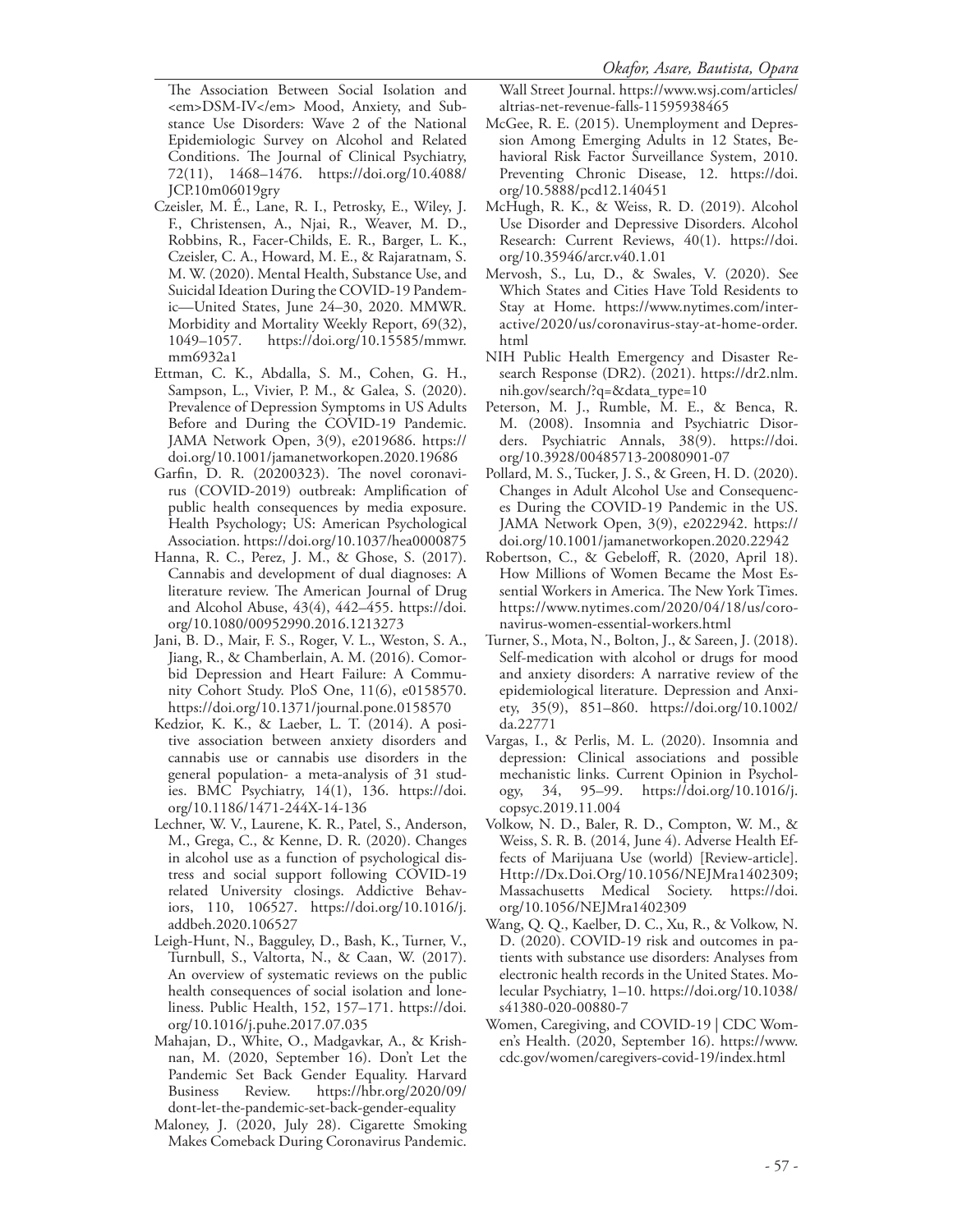The Association Between Social Isolation and <em>DSM-IV</em> Mood, Anxiety, and Substance Use Disorders: Wave 2 of the National Epidemiologic Survey on Alcohol and Related Conditions. The Journal of Clinical Psychiatry, 72(11), 1468–1476. https://doi.org/10.4088/JCP.10m06019gry

Czeisler, M. É., Lane, R. I., Petrosky, E., Wiley, J. F., Christensen, A., Njai, R., Weaver, M. D., Robbins, R., Facer-Childs, E. R., Barger, L. K., Czeisler, C. A., Howard, M. E., & Rajaratnam, S. M. W. (2020). Mental Health, Substance Use, and Suicidal Ideation During the COVID-19 Pandemic—United States, June 24–30, 2020. MMWR. Morbidity and Mortality Weekly Report, 69(32), 1049–1057. https://doi.org/10.15585/mmwr.mm6932a1

Ettman, C. K., Abdalla, S. M., Cohen, G. H., Sampson, L., Vivier, P. M., & Galea, S. (2020). Prevalence of Depression Symptoms in US Adults Before and During the COVID-19 Pandemic. JAMA Network Open, 3(9), e2019686. https://doi.org/10.1001/jamanetworkopen.2020.19686

Garfin, D. R. (20200323). The novel coronavirus (COVID-2019) outbreak: Amplification of public health consequences by media exposure. Health Psychology; US: American Psychological Association. https://doi.org/10.1037/hea0000875

Hanna, R. C., Perez, J. M., & Ghose, S. (2017). Cannabis and development of dual diagnoses: A literature review. The American Journal of Drug and Alcohol Abuse, 43(4), 442–455. https://doi.org/10.1080/00952990.2016.1213273

Jani, B. D., Mair, F. S., Roger, V. L., Weston, S. A., Jiang, R., & Chamberlain, A. M. (2016). Comorbid Depression and Heart Failure: A Community Cohort Study. PloS One, 11(6), e0158570. https://doi.org/10.1371/journal.pone.0158570

Kedzior, K. K., & Laeber, L. T. (2014). A positive association between anxiety disorders and cannabis use or cannabis use disorders in the general population- a meta-analysis of 31 studies. BMC Psychiatry, 14(1), 136. https://doi.org/10.1186/1471-244X-14-136

Lechner, W. V., Laurene, K. R., Patel, S., Anderson, M., Grega, C., & Kenne, D. R. (2020). Changes in alcohol use as a function of psychological distress and social support following COVID-19 related University closings. Addictive Behaviors, 110, 106527. https://doi.org/10.1016/j.addbeh.2020.106527

Leigh-Hunt, N., Bagguley, D., Bash, K., Turner, V., Turnbull, S., Valtorta, N., & Caan, W. (2017). An overview of systematic reviews on the public health consequences of social isolation and loneliness. Public Health, 152, 157–171. https://doi.org/10.1016/j.puhe.2017.07.035

Mahajan, D., White, O., Madgavkar, A., & Krishnan, M. (2020, September 16). Don't Let the Pandemic Set Back Gender Equality. Harvard Business Review. https://hbr.org/2020/09/dont-let-the-pandemic-set-back-gender-equality

Maloney, J. (2020, July 28). Cigarette Smoking Makes Comeback During Coronavirus Pandemic. Wall Street Journal. https://www.wsj.com/articles/altrias-net-revenue-falls-11595938465

McGee, R. E. (2015). Unemployment and Depression Among Emerging Adults in 12 States, Behavioral Risk Factor Surveillance System, 2010. Preventing Chronic Disease, 12. https://doi.org/10.5888/pcd12.140451

McHugh, R. K., & Weiss, R. D. (2019). Alcohol Use Disorder and Depressive Disorders. Alcohol Research: Current Reviews, 40(1). https://doi.org/10.35946/arcr.v40.1.01

Mervosh, S., Lu, D., & Swales, V. (2020). See Which States and Cities Have Told Residents to Stay at Home. https://www.nytimes.com/interactive/2020/us/coronavirus-stay-at-home-order.html

NIH Public Health Emergency and Disaster Research Response (DR2). (2021). https://dr2.nlm.nih.gov/search/?q=&data_type=10

Peterson, M. J., Rumble, M. E., & Benca, R. M. (2008). Insomnia and Psychiatric Disorders. Psychiatric Annals, 38(9). https://doi.org/10.3928/00485713-20080901-07

Pollard, M. S., Tucker, J. S., & Green, H. D. (2020). Changes in Adult Alcohol Use and Consequences During the COVID-19 Pandemic in the US. JAMA Network Open, 3(9), e2022942. https://doi.org/10.1001/jamanetworkopen.2020.22942

Robertson, C., & Gebeloff, R. (2020, April 18). How Millions of Women Became the Most Essential Workers in America. The New York Times. https://www.nytimes.com/2020/04/18/us/coronavirus-women-essential-workers.html

Turner, S., Mota, N., Bolton, J., & Sareen, J. (2018). Self-medication with alcohol or drugs for mood and anxiety disorders: A narrative review of the epidemiological literature. Depression and Anxiety, 35(9), 851–860. https://doi.org/10.1002/da.22771

Vargas, I., & Perlis, M. L. (2020). Insomnia and depression: Clinical associations and possible mechanistic links. Current Opinion in Psychology, 34, 95–99. https://doi.org/10.1016/j.copsyc.2019.11.004

Volkow, N. D., Baler, R. D., Compton, W. M., & Weiss, S. R. B. (2014, June 4). Adverse Health Effects of Marijuana Use (world) [Review-article]. Http://Dx.Doi.Org/10.1056/NEJMra1402309; Massachusetts Medical Society. https://doi.org/10.1056/NEJMra1402309

Wang, Q. Q., Kaelber, D. C., Xu, R., & Volkow, N. D. (2020). COVID-19 risk and outcomes in patients with substance use disorders: Analyses from electronic health records in the United States. Molecular Psychiatry, 1–10. https://doi.org/10.1038/s41380-020-00880-7

Women, Caregiving, and COVID-19 | CDC Women's Health. (2020, September 16). https://www.cdc.gov/women/caregivers-covid-19/index.html